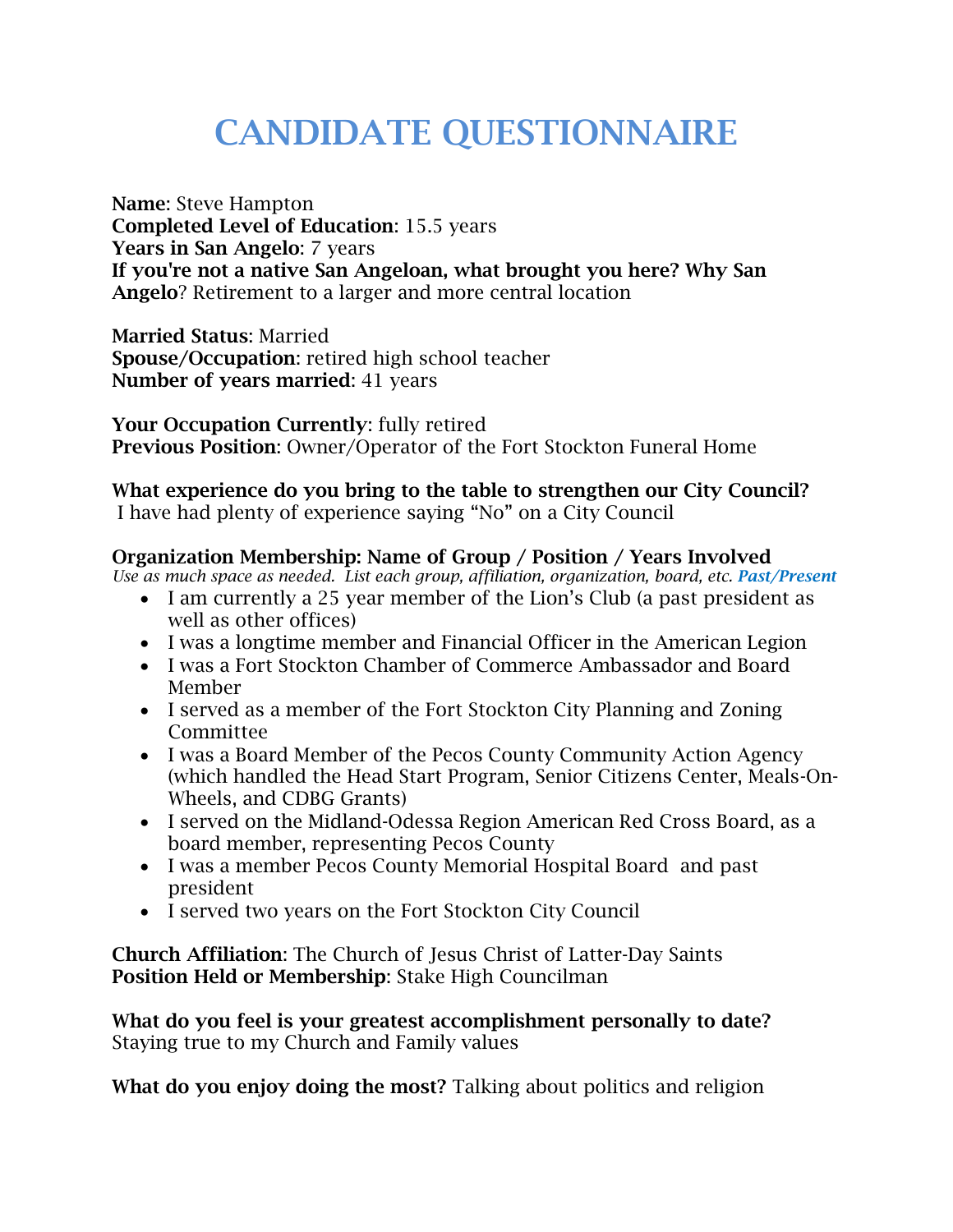# CANDIDATE QUESTIONNAIRE

**Name**: Steve Hampton
**Completed Level of Education**: 15.5 years
**Years in San Angelo**: 7 years
**If you're not a native San Angeloan, what brought you here? Why San Angelo**? Retirement to a larger and more central location

**Married Status**: Married
**Spouse/Occupation**: retired high school teacher
**Number of years married**: 41 years

**Your Occupation Currently**: fully retired
**Previous Position**: Owner/Operator of the Fort Stockton Funeral Home

**What experience do you bring to the table to strengthen our City Council?**
I have had plenty of experience saying "No" on a City Council

**Organization Membership: Name of Group / Position / Years Involved**
*Use as much space as needed. List each group, affiliation, organization, board, etc.* ***Past/Present***

- I am currently a 25 year member of the Lion's Club (a past president as well as other offices)
- I was a longtime member and Financial Officer in the American Legion
- I was a Fort Stockton Chamber of Commerce Ambassador and Board Member
- I served as a member of the Fort Stockton City Planning and Zoning Committee
- I was a Board Member of the Pecos County Community Action Agency (which handled the Head Start Program, Senior Citizens Center, Meals-On-Wheels, and CDBG Grants)
- I served on the Midland-Odessa Region American Red Cross Board, as a board member, representing Pecos County
- I was a member Pecos County Memorial Hospital Board and past president
- I served two years on the Fort Stockton City Council

**Church Affiliation**: The Church of Jesus Christ of Latter-Day Saints
**Position Held or Membership**: Stake High Councilman

**What do you feel is your greatest accomplishment personally to date?**
Staying true to my Church and Family values

**What do you enjoy doing the most?** Talking about politics and religion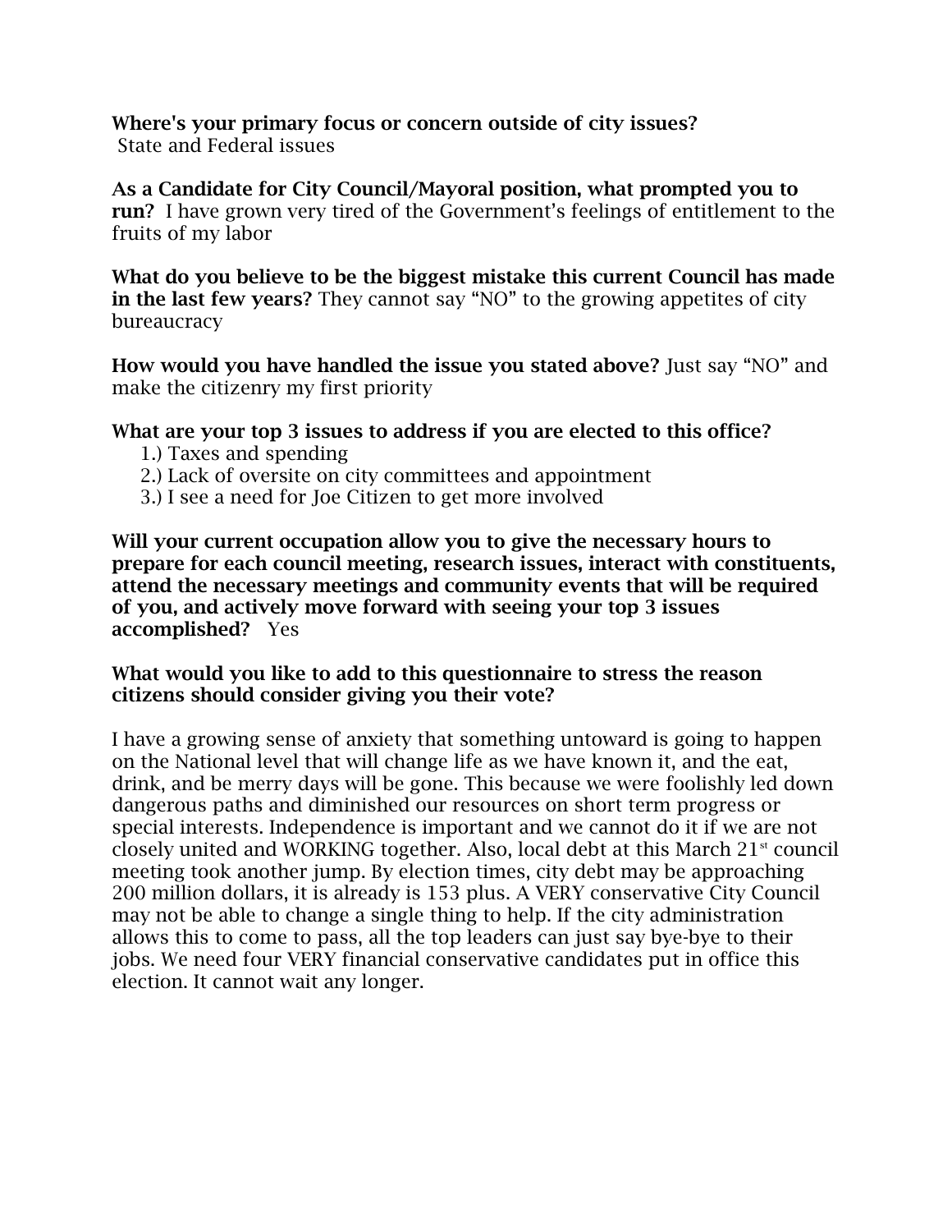**Where's your primary focus or concern outside of city issues?**
State and Federal issues

**As a Candidate for City Council/Mayoral position, what prompted you to run?** I have grown very tired of the Government's feelings of entitlement to the fruits of my labor

**What do you believe to be the biggest mistake this current Council has made in the last few years?** They cannot say "NO" to the growing appetites of city bureaucracy

**How would you have handled the issue you stated above?** Just say "NO" and make the citizenry my first priority

**What are your top 3 issues to address if you are elected to this office?**

1.) Taxes and spending
2.) Lack of oversite on city committees and appointment
3.) I see a need for Joe Citizen to get more involved

**Will your current occupation allow you to give the necessary hours to prepare for each council meeting, research issues, interact with constituents, attend the necessary meetings and community events that will be required of you, and actively move forward with seeing your top 3 issues accomplished?** Yes

**What would you like to add to this questionnaire to stress the reason citizens should consider giving you their vote?**

I have a growing sense of anxiety that something untoward is going to happen on the National level that will change life as we have known it, and the eat, drink, and be merry days will be gone. This because we were foolishly led down dangerous paths and diminished our resources on short term progress or special interests. Independence is important and we cannot do it if we are not closely united and WORKING together. Also, local debt at this March 21st council meeting took another jump. By election times, city debt may be approaching 200 million dollars, it is already is 153 plus. A VERY conservative City Council may not be able to change a single thing to help. If the city administration allows this to come to pass, all the top leaders can just say bye-bye to their jobs. We need four VERY financial conservative candidates put in office this election. It cannot wait any longer.